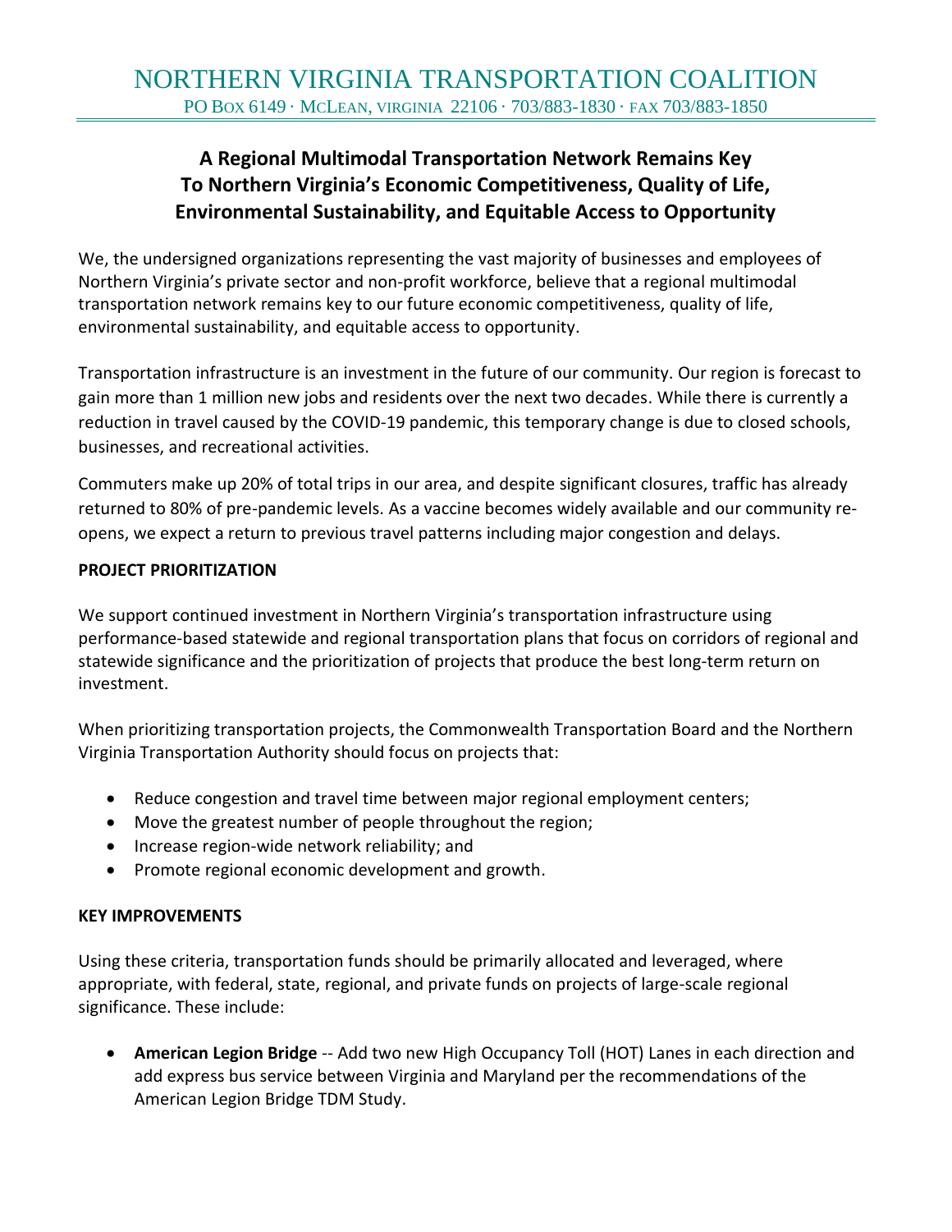# NORTHERN VIRGINIA TRANSPORTATION COALITION

PO Box 6149 · McLean, Virginia 22106 · 703/883-1830 · fax 703/883-1850

## A Regional Multimodal Transportation Network Remains Key To Northern Virginia's Economic Competitiveness, Quality of Life, Environmental Sustainability, and Equitable Access to Opportunity

We, the undersigned organizations representing the vast majority of businesses and employees of Northern Virginia's private sector and non-profit workforce, believe that a regional multimodal transportation network remains key to our future economic competitiveness, quality of life, environmental sustainability, and equitable access to opportunity.

Transportation infrastructure is an investment in the future of our community. Our region is forecast to gain more than 1 million new jobs and residents over the next two decades. While there is currently a reduction in travel caused by the COVID-19 pandemic, this temporary change is due to closed schools, businesses, and recreational activities.

Commuters make up 20% of total trips in our area, and despite significant closures, traffic has already returned to 80% of pre-pandemic levels. As a vaccine becomes widely available and our community re-opens, we expect a return to previous travel patterns including major congestion and delays.

**PROJECT PRIORITIZATION**

We support continued investment in Northern Virginia's transportation infrastructure using performance-based statewide and regional transportation plans that focus on corridors of regional and statewide significance and the prioritization of projects that produce the best long-term return on investment.

When prioritizing transportation projects, the Commonwealth Transportation Board and the Northern Virginia Transportation Authority should focus on projects that:

- Reduce congestion and travel time between major regional employment centers;
- Move the greatest number of people throughout the region;
- Increase region-wide network reliability; and
- Promote regional economic development and growth.

**KEY IMPROVEMENTS**

Using these criteria, transportation funds should be primarily allocated and leveraged, where appropriate, with federal, state, regional, and private funds on projects of large-scale regional significance. These include:

- **American Legion Bridge** -- Add two new High Occupancy Toll (HOT) Lanes in each direction and add express bus service between Virginia and Maryland per the recommendations of the American Legion Bridge TDM Study.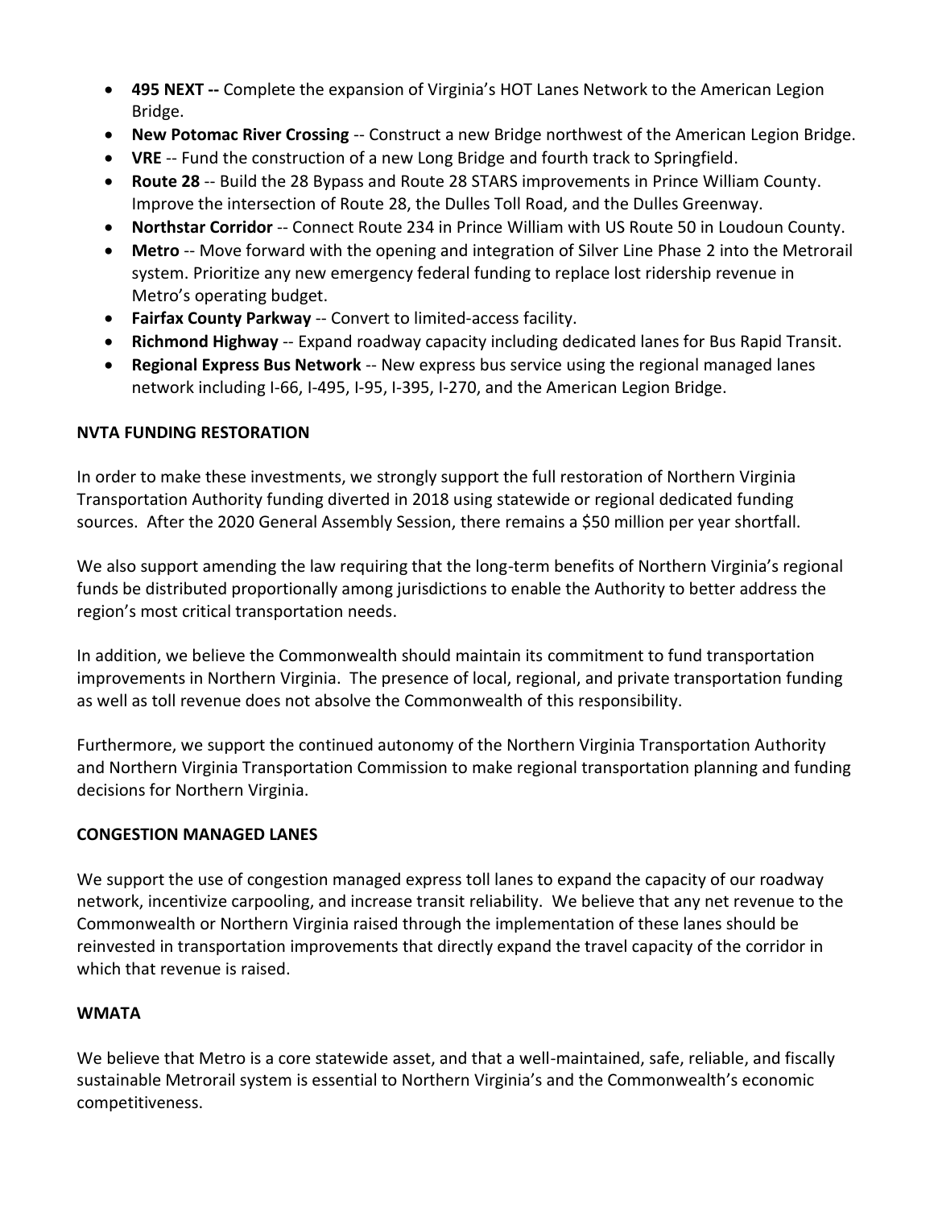- **495 NEXT --** Complete the expansion of Virginia's HOT Lanes Network to the American Legion Bridge.
- **New Potomac River Crossing** -- Construct a new Bridge northwest of the American Legion Bridge.
- **VRE** -- Fund the construction of a new Long Bridge and fourth track to Springfield.
- **Route 28** -- Build the 28 Bypass and Route 28 STARS improvements in Prince William County. Improve the intersection of Route 28, the Dulles Toll Road, and the Dulles Greenway.
- **Northstar Corridor** -- Connect Route 234 in Prince William with US Route 50 in Loudoun County.
- **Metro** -- Move forward with the opening and integration of Silver Line Phase 2 into the Metrorail system. Prioritize any new emergency federal funding to replace lost ridership revenue in Metro's operating budget.
- **Fairfax County Parkway** -- Convert to limited-access facility.
- **Richmond Highway** -- Expand roadway capacity including dedicated lanes for Bus Rapid Transit.
- **Regional Express Bus Network** -- New express bus service using the regional managed lanes network including I-66, I-495, I-95, I-395, I-270, and the American Legion Bridge.

**NVTA FUNDING RESTORATION**

In order to make these investments, we strongly support the full restoration of Northern Virginia Transportation Authority funding diverted in 2018 using statewide or regional dedicated funding sources. After the 2020 General Assembly Session, there remains a $50 million per year shortfall.

We also support amending the law requiring that the long-term benefits of Northern Virginia's regional funds be distributed proportionally among jurisdictions to enable the Authority to better address the region's most critical transportation needs.

In addition, we believe the Commonwealth should maintain its commitment to fund transportation improvements in Northern Virginia. The presence of local, regional, and private transportation funding as well as toll revenue does not absolve the Commonwealth of this responsibility.

Furthermore, we support the continued autonomy of the Northern Virginia Transportation Authority and Northern Virginia Transportation Commission to make regional transportation planning and funding decisions for Northern Virginia.

**CONGESTION MANAGED LANES**

We support the use of congestion managed express toll lanes to expand the capacity of our roadway network, incentivize carpooling, and increase transit reliability. We believe that any net revenue to the Commonwealth or Northern Virginia raised through the implementation of these lanes should be reinvested in transportation improvements that directly expand the travel capacity of the corridor in which that revenue is raised.

**WMATA**

We believe that Metro is a core statewide asset, and that a well-maintained, safe, reliable, and fiscally sustainable Metrorail system is essential to Northern Virginia's and the Commonwealth's economic competitiveness.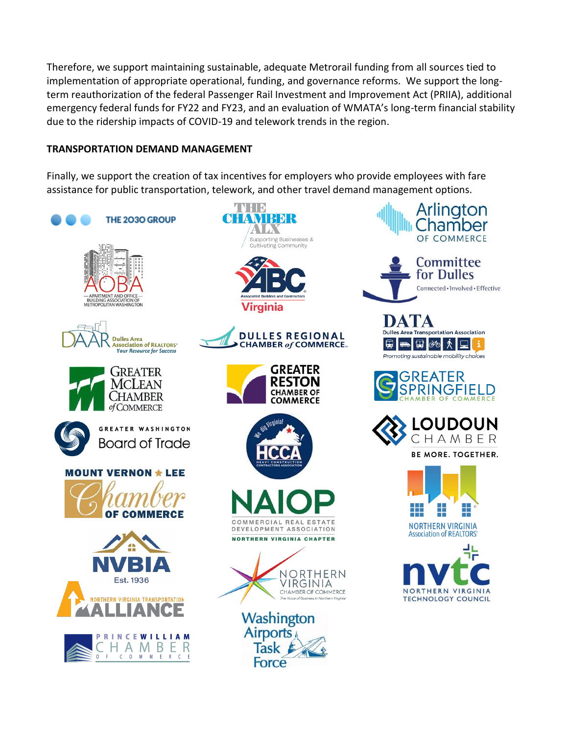Therefore, we support maintaining sustainable, adequate Metrorail funding from all sources tied to implementation of appropriate operational, funding, and governance reforms. We support the long-term reauthorization of the federal Passenger Rail Investment and Improvement Act (PRIIA), additional emergency federal funds for FY22 and FY23, and an evaluation of WMATA's long-term financial stability due to the ridership impacts of COVID-19 and telework trends in the region.

**TRANSPORTATION DEMAND MANAGEMENT**

Finally, we support the creation of tax incentives for employers who provide employees with fare assistance for public transportation, telework, and other travel demand management options.

THE 2030 GROUP

THE CHAMBER ALX – Supporting Businesses & Cultivating Community

Arlington Chamber of Commerce

AOBA – Apartment and Office Building Association of Metropolitan Washington

ABC Associated Builders and Contractors Virginia

Committee for Dulles – Connected • Involved • Effective

DAAR Dulles Area Association of Realtors – Your Resource for Success

Dulles Regional Chamber of Commerce

DATA Dulles Area Transportation Association – Promoting sustainable mobility choices

Greater McLean Chamber of Commerce

Greater Reston Chamber of Commerce

Greater Springfield Chamber of Commerce

Greater Washington Board of Trade

HCCA Heavy Construction Contractors Association

Loudoun Chamber – Be More. Together.

Mount Vernon Lee Chamber of Commerce

NAIOP Commercial Real Estate Development Association Northern Virginia Chapter

Northern Virginia Association of Realtors

NVBIA Est. 1936

Northern Virginia Chamber of Commerce – The Voice of Business in Northern Virginia

nvtc Northern Virginia Technology Council

Northern Virginia Transportation Alliance

Prince William Chamber of Commerce

Washington Airports Task Force